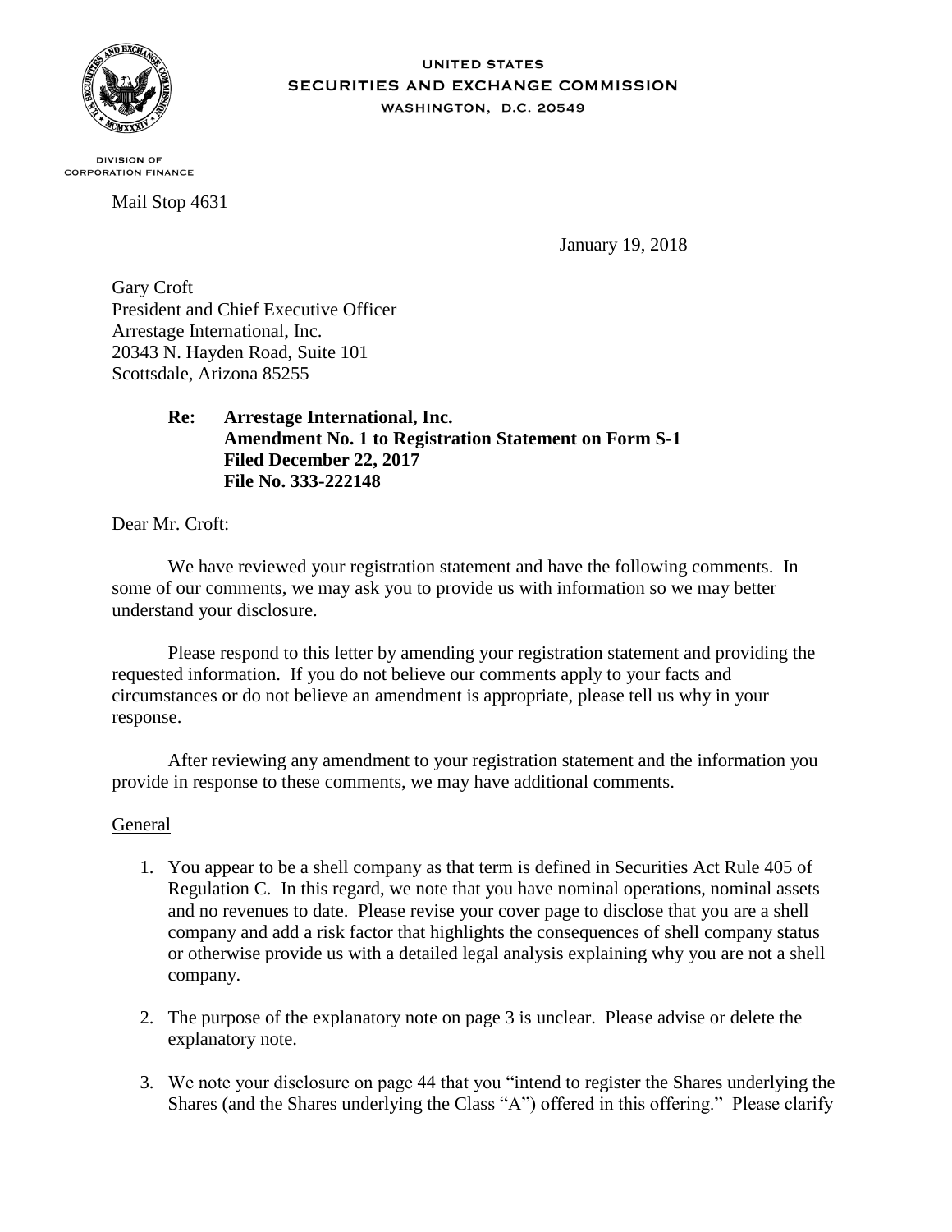UNITED STATES
SECURITIES AND EXCHANGE COMMISSION
WASHINGTON, D.C. 20549

DIVISION OF
CORPORATION FINANCE

Mail Stop 4631

January 19, 2018

Gary Croft
President and Chief Executive Officer
Arrestage International, Inc.
20343 N. Hayden Road, Suite 101
Scottsdale, Arizona 85255

**Re: Arrestage International, Inc.**
**Amendment No. 1 to Registration Statement on Form S-1**
**Filed December 22, 2017**
**File No. 333-222148**

Dear Mr. Croft:

We have reviewed your registration statement and have the following comments. In some of our comments, we may ask you to provide us with information so we may better understand your disclosure.

Please respond to this letter by amending your registration statement and providing the requested information. If you do not believe our comments apply to your facts and circumstances or do not believe an amendment is appropriate, please tell us why in your response.

After reviewing any amendment to your registration statement and the information you provide in response to these comments, we may have additional comments.

General

1. You appear to be a shell company as that term is defined in Securities Act Rule 405 of Regulation C. In this regard, we note that you have nominal operations, nominal assets and no revenues to date. Please revise your cover page to disclose that you are a shell company and add a risk factor that highlights the consequences of shell company status or otherwise provide us with a detailed legal analysis explaining why you are not a shell company.

2. The purpose of the explanatory note on page 3 is unclear. Please advise or delete the explanatory note.

3. We note your disclosure on page 44 that you "intend to register the Shares underlying the Shares (and the Shares underlying the Class "A") offered in this offering." Please clarify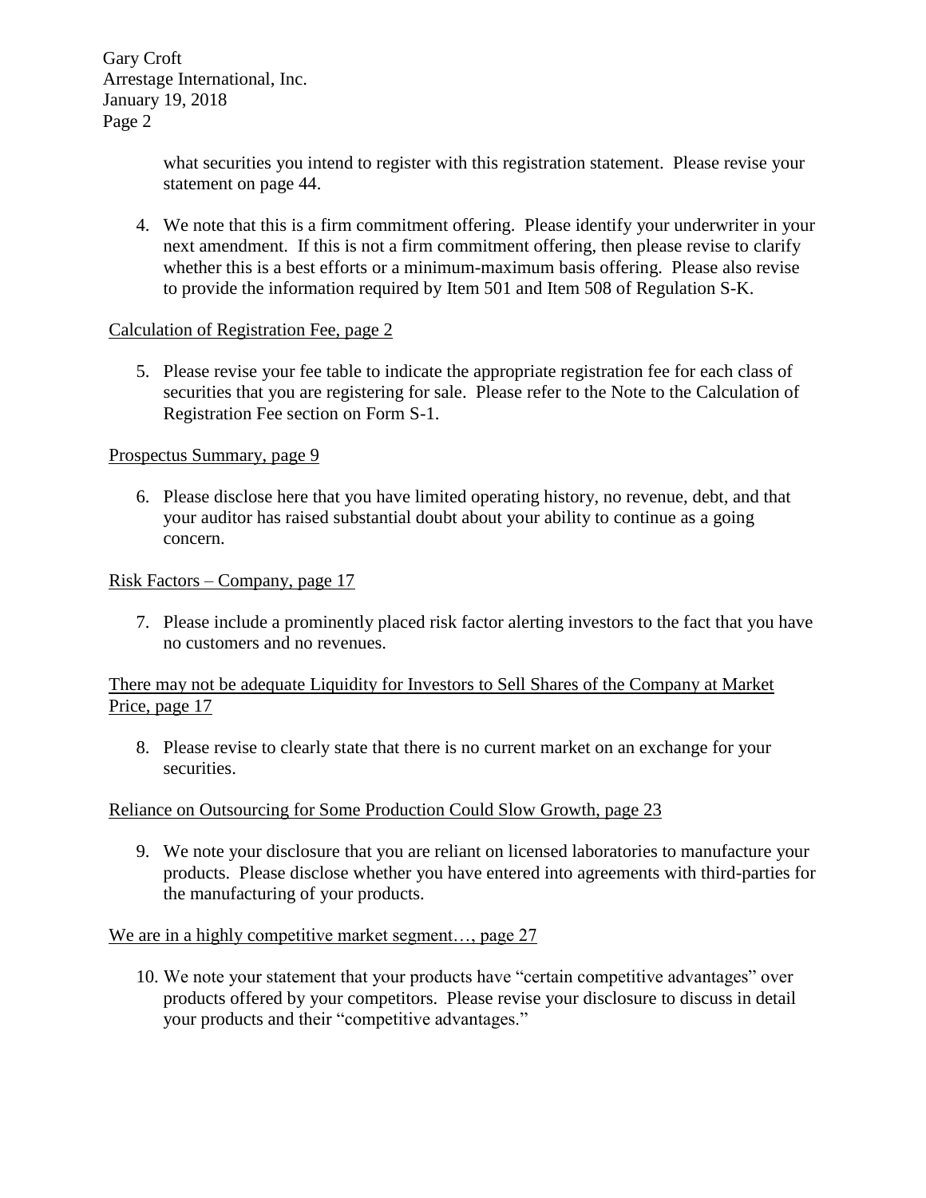what securities you intend to register with this registration statement. Please revise your statement on page 44.

4. We note that this is a firm commitment offering. Please identify your underwriter in your next amendment. If this is not a firm commitment offering, then please revise to clarify whether this is a best efforts or a minimum-maximum basis offering. Please also revise to provide the information required by Item 501 and Item 508 of Regulation S-K.

Calculation of Registration Fee, page 2

5. Please revise your fee table to indicate the appropriate registration fee for each class of securities that you are registering for sale. Please refer to the Note to the Calculation of Registration Fee section on Form S-1.

Prospectus Summary, page 9

6. Please disclose here that you have limited operating history, no revenue, debt, and that your auditor has raised substantial doubt about your ability to continue as a going concern.

Risk Factors – Company, page 17

7. Please include a prominently placed risk factor alerting investors to the fact that you have no customers and no revenues.

There may not be adequate Liquidity for Investors to Sell Shares of the Company at Market Price, page 17

8. Please revise to clearly state that there is no current market on an exchange for your securities.

Reliance on Outsourcing for Some Production Could Slow Growth, page 23

9. We note your disclosure that you are reliant on licensed laboratories to manufacture your products. Please disclose whether you have entered into agreements with third-parties for the manufacturing of your products.

We are in a highly competitive market segment…, page 27

10. We note your statement that your products have "certain competitive advantages" over products offered by your competitors. Please revise your disclosure to discuss in detail your products and their "competitive advantages."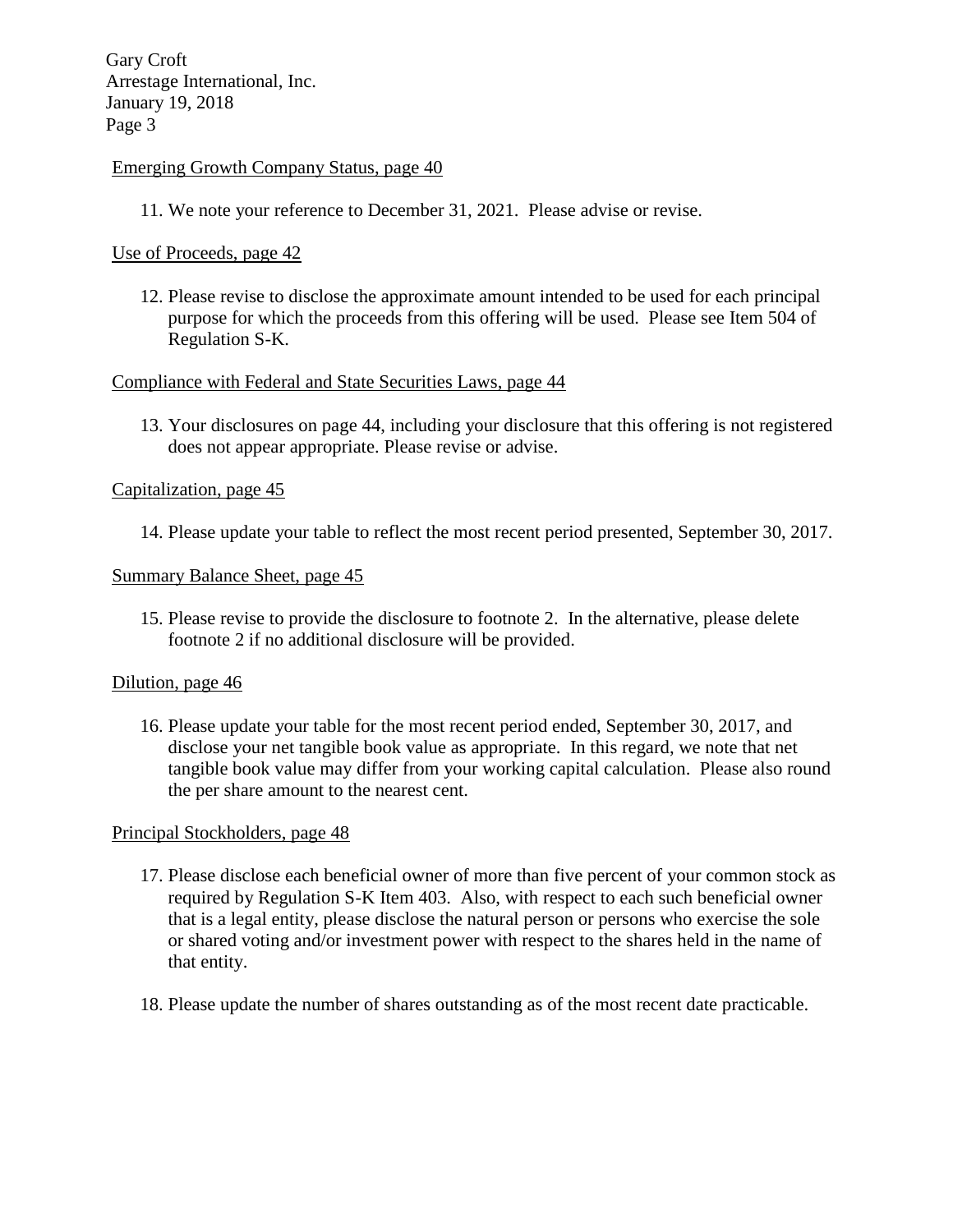Emerging Growth Company Status, page 40

11. We note your reference to December 31, 2021. Please advise or revise.

Use of Proceeds, page 42

12. Please revise to disclose the approximate amount intended to be used for each principal purpose for which the proceeds from this offering will be used. Please see Item 504 of Regulation S-K.

Compliance with Federal and State Securities Laws, page 44

13. Your disclosures on page 44, including your disclosure that this offering is not registered does not appear appropriate. Please revise or advise.

Capitalization, page 45

14. Please update your table to reflect the most recent period presented, September 30, 2017.

Summary Balance Sheet, page 45

15. Please revise to provide the disclosure to footnote 2. In the alternative, please delete footnote 2 if no additional disclosure will be provided.

Dilution, page 46

16. Please update your table for the most recent period ended, September 30, 2017, and disclose your net tangible book value as appropriate. In this regard, we note that net tangible book value may differ from your working capital calculation. Please also round the per share amount to the nearest cent.

Principal Stockholders, page 48

17. Please disclose each beneficial owner of more than five percent of your common stock as required by Regulation S-K Item 403. Also, with respect to each such beneficial owner that is a legal entity, please disclose the natural person or persons who exercise the sole or shared voting and/or investment power with respect to the shares held in the name of that entity.

18. Please update the number of shares outstanding as of the most recent date practicable.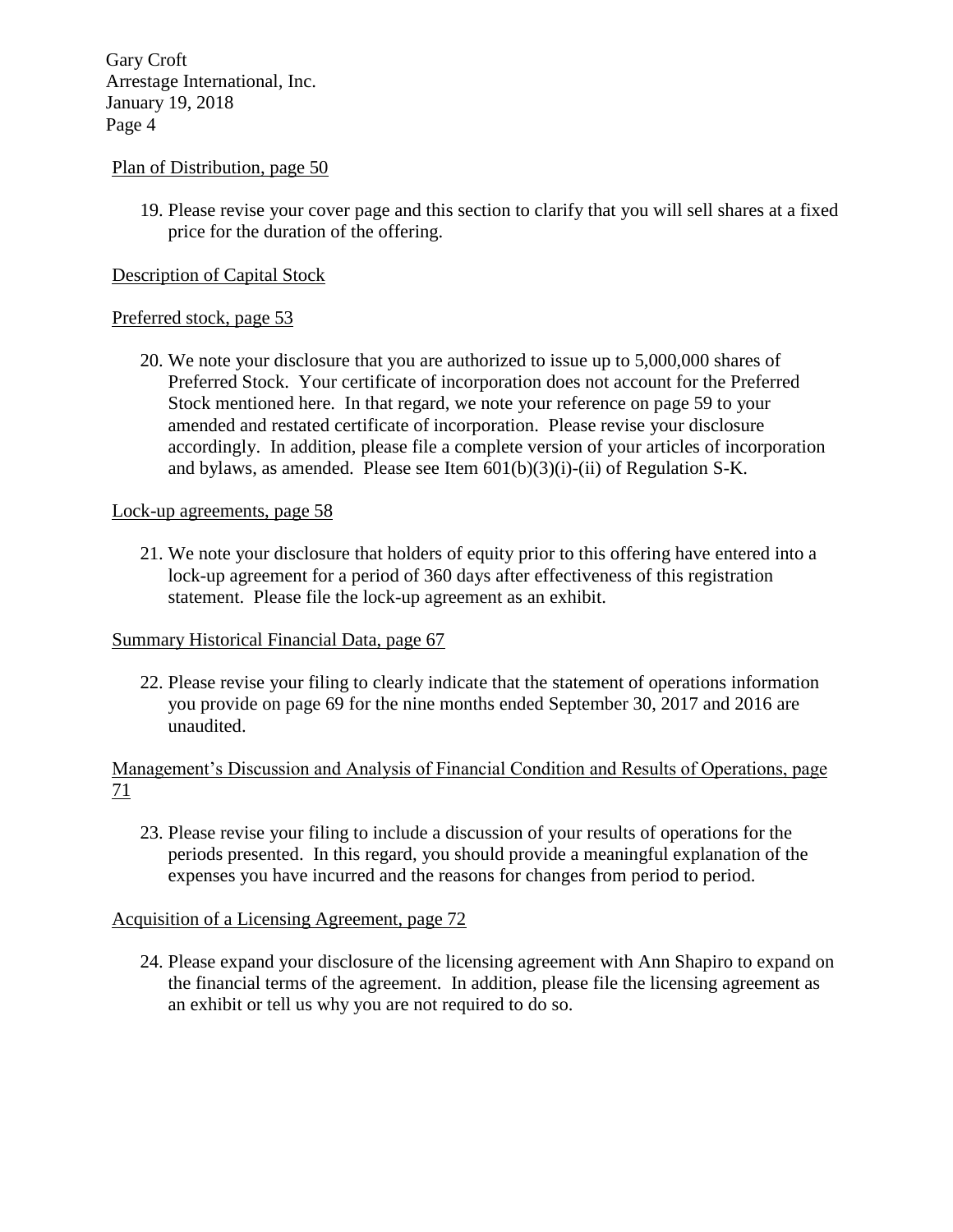Plan of Distribution, page 50

19. Please revise your cover page and this section to clarify that you will sell shares at a fixed price for the duration of the offering.

Description of Capital Stock

Preferred stock, page 53

20. We note your disclosure that you are authorized to issue up to 5,000,000 shares of Preferred Stock. Your certificate of incorporation does not account for the Preferred Stock mentioned here. In that regard, we note your reference on page 59 to your amended and restated certificate of incorporation. Please revise your disclosure accordingly. In addition, please file a complete version of your articles of incorporation and bylaws, as amended. Please see Item 601(b)(3)(i)-(ii) of Regulation S-K.

Lock-up agreements, page 58

21. We note your disclosure that holders of equity prior to this offering have entered into a lock-up agreement for a period of 360 days after effectiveness of this registration statement. Please file the lock-up agreement as an exhibit.

Summary Historical Financial Data, page 67

22. Please revise your filing to clearly indicate that the statement of operations information you provide on page 69 for the nine months ended September 30, 2017 and 2016 are unaudited.

Management's Discussion and Analysis of Financial Condition and Results of Operations, page 71

23. Please revise your filing to include a discussion of your results of operations for the periods presented. In this regard, you should provide a meaningful explanation of the expenses you have incurred and the reasons for changes from period to period.

Acquisition of a Licensing Agreement, page 72

24. Please expand your disclosure of the licensing agreement with Ann Shapiro to expand on the financial terms of the agreement. In addition, please file the licensing agreement as an exhibit or tell us why you are not required to do so.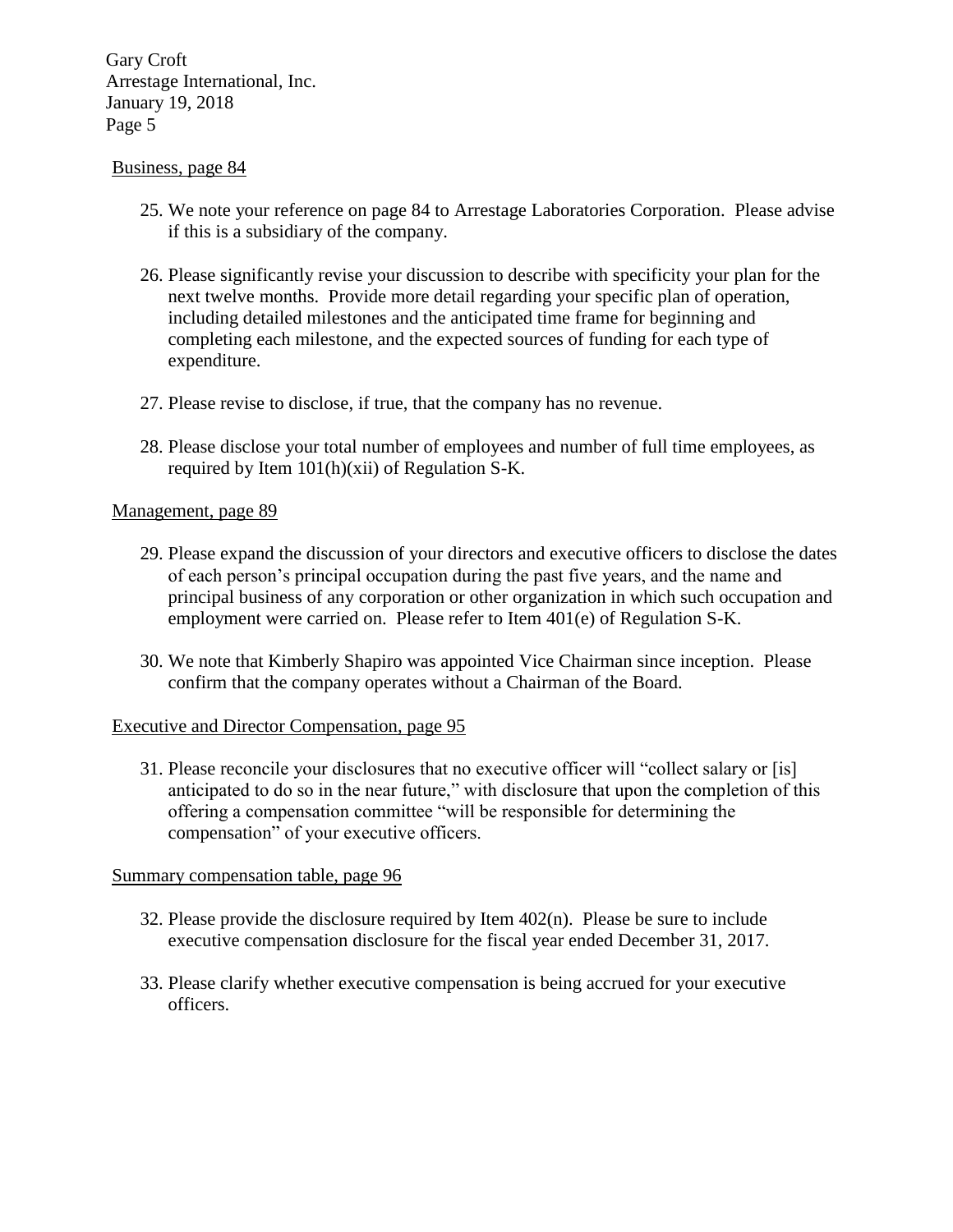Business, page 84

25. We note your reference on page 84 to Arrestage Laboratories Corporation. Please advise if this is a subsidiary of the company.

26. Please significantly revise your discussion to describe with specificity your plan for the next twelve months. Provide more detail regarding your specific plan of operation, including detailed milestones and the anticipated time frame for beginning and completing each milestone, and the expected sources of funding for each type of expenditure.

27. Please revise to disclose, if true, that the company has no revenue.

28. Please disclose your total number of employees and number of full time employees, as required by Item 101(h)(xii) of Regulation S-K.

Management, page 89

29. Please expand the discussion of your directors and executive officers to disclose the dates of each person's principal occupation during the past five years, and the name and principal business of any corporation or other organization in which such occupation and employment were carried on. Please refer to Item 401(e) of Regulation S-K.

30. We note that Kimberly Shapiro was appointed Vice Chairman since inception. Please confirm that the company operates without a Chairman of the Board.

Executive and Director Compensation, page 95

31. Please reconcile your disclosures that no executive officer will "collect salary or [is] anticipated to do so in the near future," with disclosure that upon the completion of this offering a compensation committee "will be responsible for determining the compensation" of your executive officers.

Summary compensation table, page 96

32. Please provide the disclosure required by Item 402(n). Please be sure to include executive compensation disclosure for the fiscal year ended December 31, 2017.

33. Please clarify whether executive compensation is being accrued for your executive officers.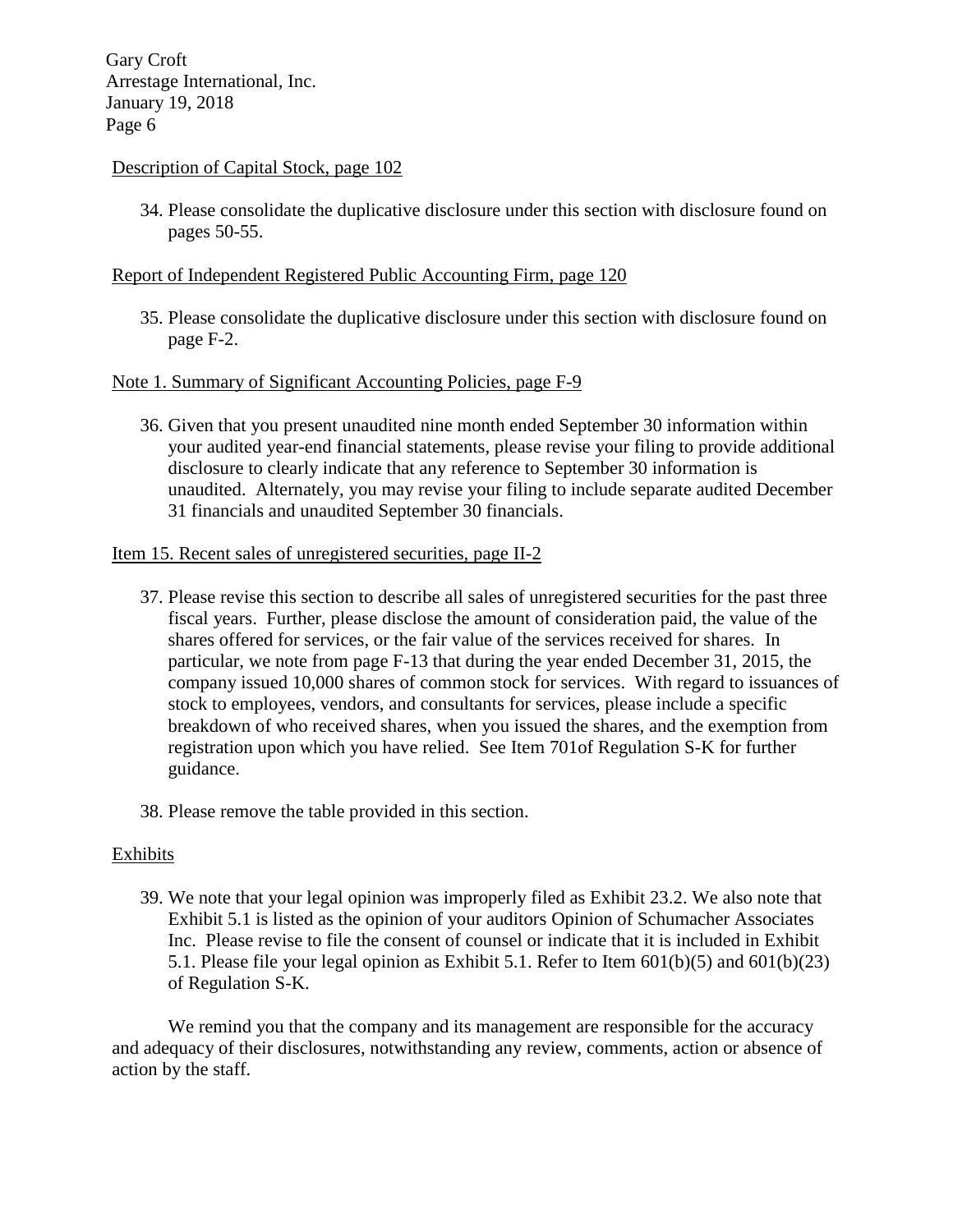Description of Capital Stock, page 102

34. Please consolidate the duplicative disclosure under this section with disclosure found on pages 50-55.

Report of Independent Registered Public Accounting Firm, page 120

35. Please consolidate the duplicative disclosure under this section with disclosure found on page F-2.

Note 1. Summary of Significant Accounting Policies, page F-9

36. Given that you present unaudited nine month ended September 30 information within your audited year-end financial statements, please revise your filing to provide additional disclosure to clearly indicate that any reference to September 30 information is unaudited. Alternately, you may revise your filing to include separate audited December 31 financials and unaudited September 30 financials.

Item 15. Recent sales of unregistered securities, page II-2

37. Please revise this section to describe all sales of unregistered securities for the past three fiscal years. Further, please disclose the amount of consideration paid, the value of the shares offered for services, or the fair value of the services received for shares. In particular, we note from page F-13 that during the year ended December 31, 2015, the company issued 10,000 shares of common stock for services. With regard to issuances of stock to employees, vendors, and consultants for services, please include a specific breakdown of who received shares, when you issued the shares, and the exemption from registration upon which you have relied. See Item 701of Regulation S-K for further guidance.

38. Please remove the table provided in this section.

Exhibits

39. We note that your legal opinion was improperly filed as Exhibit 23.2. We also note that Exhibit 5.1 is listed as the opinion of your auditors Opinion of Schumacher Associates Inc. Please revise to file the consent of counsel or indicate that it is included in Exhibit 5.1. Please file your legal opinion as Exhibit 5.1. Refer to Item 601(b)(5) and 601(b)(23) of Regulation S-K.

We remind you that the company and its management are responsible for the accuracy and adequacy of their disclosures, notwithstanding any review, comments, action or absence of action by the staff.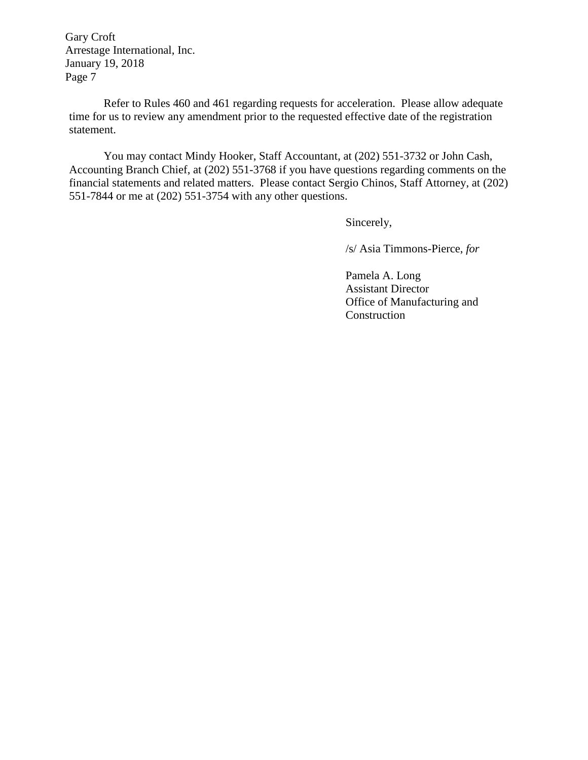Refer to Rules 460 and 461 regarding requests for acceleration. Please allow adequate time for us to review any amendment prior to the requested effective date of the registration statement.

You may contact Mindy Hooker, Staff Accountant, at (202) 551-3732 or John Cash, Accounting Branch Chief, at (202) 551-3768 if you have questions regarding comments on the financial statements and related matters. Please contact Sergio Chinos, Staff Attorney, at (202) 551-7844 or me at (202) 551-3754 with any other questions.

Sincerely,

/s/ Asia Timmons-Pierce, *for*

Pamela A. Long
Assistant Director
Office of Manufacturing and Construction